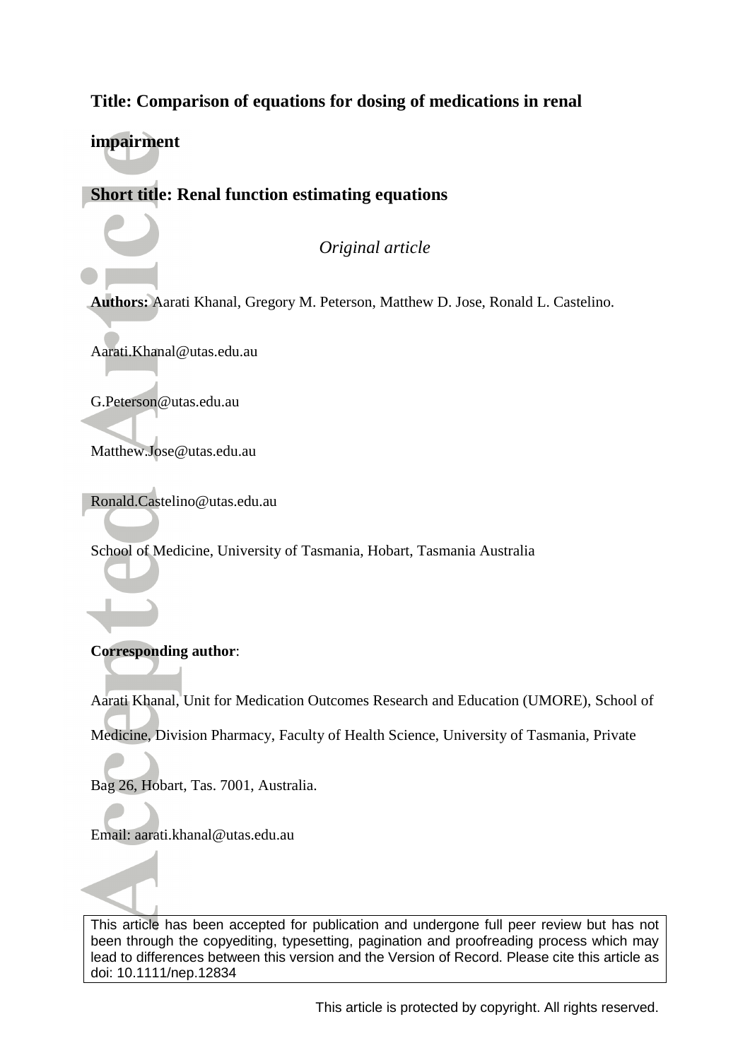**Title: Comparison of equations for dosing of medications in renal impairment**

**Short title: Renal function estimating equations**

*Original article*

**Authors:** Aarati Khanal, Gregory M. Peterson, Matthew D. Jose, Ronald L. Castelino.

Aarati.Khanal@utas.edu.au

G.Peterson@utas.edu.au

Matthew.Jose@utas.edu.au

Ronald.Castelino@utas.edu.au

School of Medicine, University of Tasmania, Hobart, Tasmania Australia

**Corresponding author**:

Aarati Khanal, Unit for Medication Outcomes Research and Education (UMORE), School of Medicine, Division Pharmacy, Faculty of Health Science, University of Tasmania, Private Bag 26, Hobart, Tas. 7001, Australia.

Email: aarati.khanal@utas.edu.au

This article has been accepted for publication and undergone full peer review but has not been through the copyediting, typesetting, pagination and proofreading process which may lead to differences between this version and the Version of Record. Please cite this article as doi: 10.1111/nep.12834

This article is protected by copyright. All rights reserved.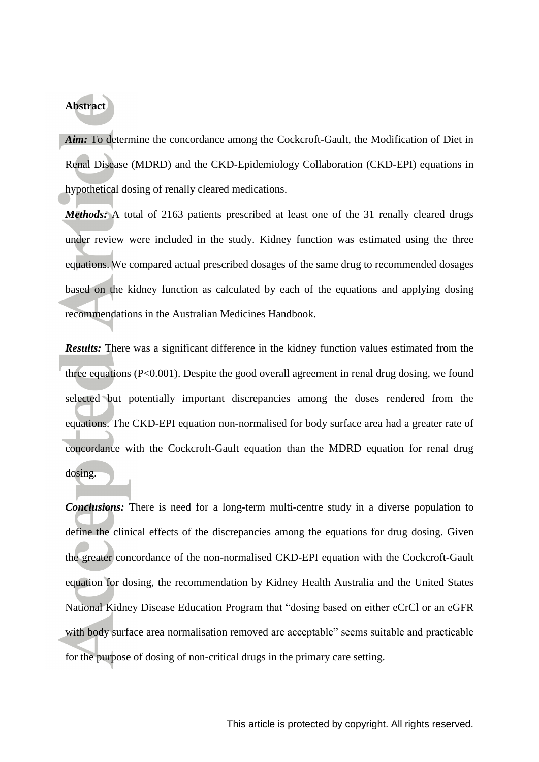## Abstract

***Aim:*** To determine the concordance among the Cockcroft-Gault, the Modification of Diet in Renal Disease (MDRD) and the CKD-Epidemiology Collaboration (CKD-EPI) equations in hypothetical dosing of renally cleared medications.

***Methods:*** A total of 2163 patients prescribed at least one of the 31 renally cleared drugs under review were included in the study. Kidney function was estimated using the three equations. We compared actual prescribed dosages of the same drug to recommended dosages based on the kidney function as calculated by each of the equations and applying dosing recommendations in the Australian Medicines Handbook.

***Results:*** There was a significant difference in the kidney function values estimated from the three equations ($P<0.001$). Despite the good overall agreement in renal drug dosing, we found selected but potentially important discrepancies among the doses rendered from the equations. The CKD-EPI equation non-normalised for body surface area had a greater rate of concordance with the Cockcroft-Gault equation than the MDRD equation for renal drug dosing.

***Conclusions:*** There is need for a long-term multi-centre study in a diverse population to define the clinical effects of the discrepancies among the equations for drug dosing. Given the greater concordance of the non-normalised CKD-EPI equation with the Cockcroft-Gault equation for dosing, the recommendation by Kidney Health Australia and the United States National Kidney Disease Education Program that "dosing based on either eCrCl or an eGFR with body surface area normalisation removed are acceptable" seems suitable and practicable for the purpose of dosing of non-critical drugs in the primary care setting.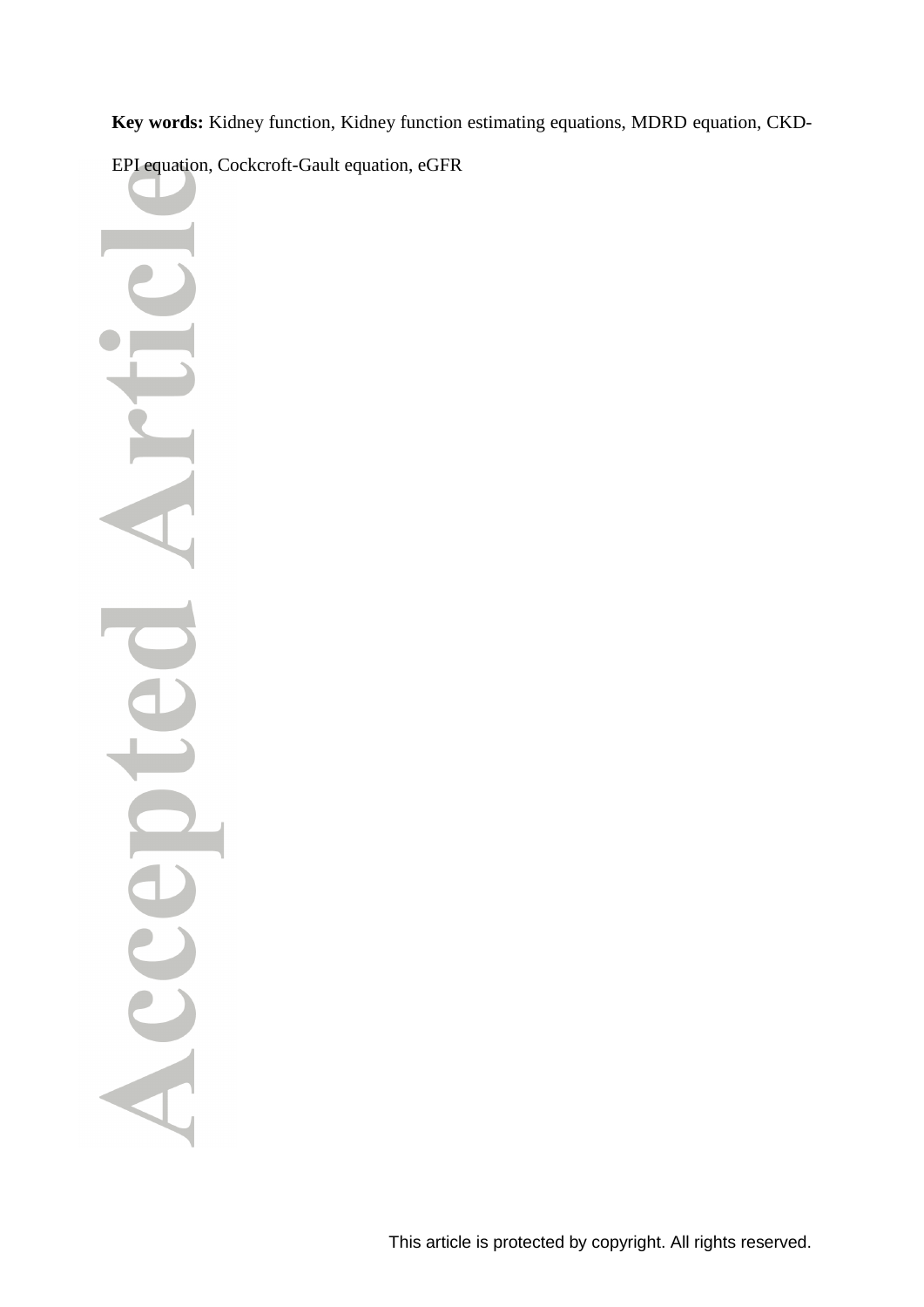**Key words:** Kidney function, Kidney function estimating equations, MDRD equation, CKD-EPI equation, Cockcroft-Gault equation, eGFR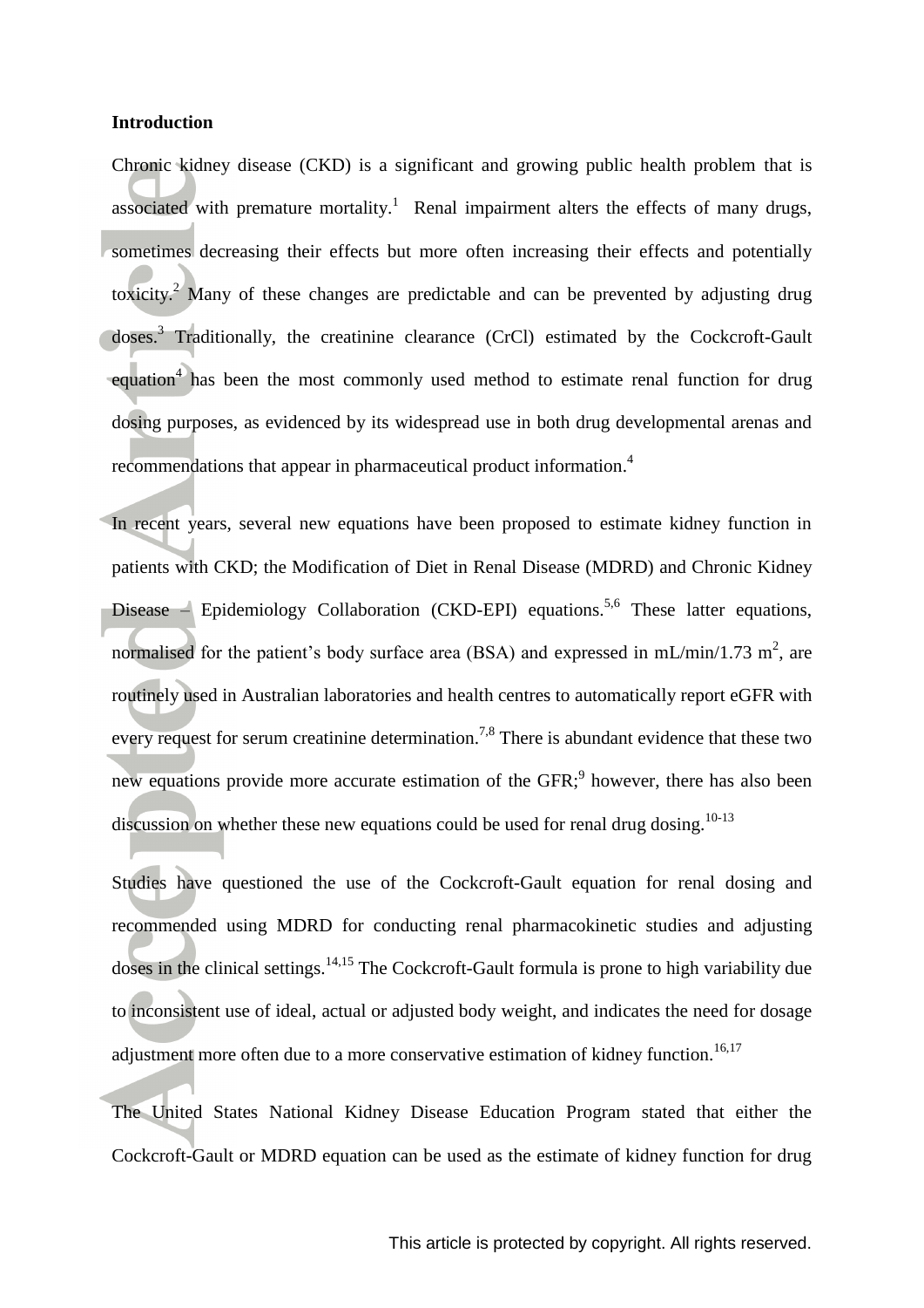## Introduction

Chronic kidney disease (CKD) is a significant and growing public health problem that is associated with premature mortality.[1] Renal impairment alters the effects of many drugs, sometimes decreasing their effects but more often increasing their effects and potentially toxicity.[2] Many of these changes are predictable and can be prevented by adjusting drug doses.[3] Traditionally, the creatinine clearance (CrCl) estimated by the Cockcroft-Gault equation[4] has been the most commonly used method to estimate renal function for drug dosing purposes, as evidenced by its widespread use in both drug developmental arenas and recommendations that appear in pharmaceutical product information.[4]

In recent years, several new equations have been proposed to estimate kidney function in patients with CKD; the Modification of Diet in Renal Disease (MDRD) and Chronic Kidney Disease – Epidemiology Collaboration (CKD-EPI) equations.[5,6] These latter equations, normalised for the patient's body surface area (BSA) and expressed in mL/min/1.73 $m^2$, are routinely used in Australian laboratories and health centres to automatically report eGFR with every request for serum creatinine determination.[7,8] There is abundant evidence that these two new equations provide more accurate estimation of the GFR;[9] however, there has also been discussion on whether these new equations could be used for renal drug dosing.[10-13]

Studies have questioned the use of the Cockcroft-Gault equation for renal dosing and recommended using MDRD for conducting renal pharmacokinetic studies and adjusting doses in the clinical settings.[14,15] The Cockcroft-Gault formula is prone to high variability due to inconsistent use of ideal, actual or adjusted body weight, and indicates the need for dosage adjustment more often due to a more conservative estimation of kidney function.[16,17]

The United States National Kidney Disease Education Program stated that either the Cockcroft-Gault or MDRD equation can be used as the estimate of kidney function for drug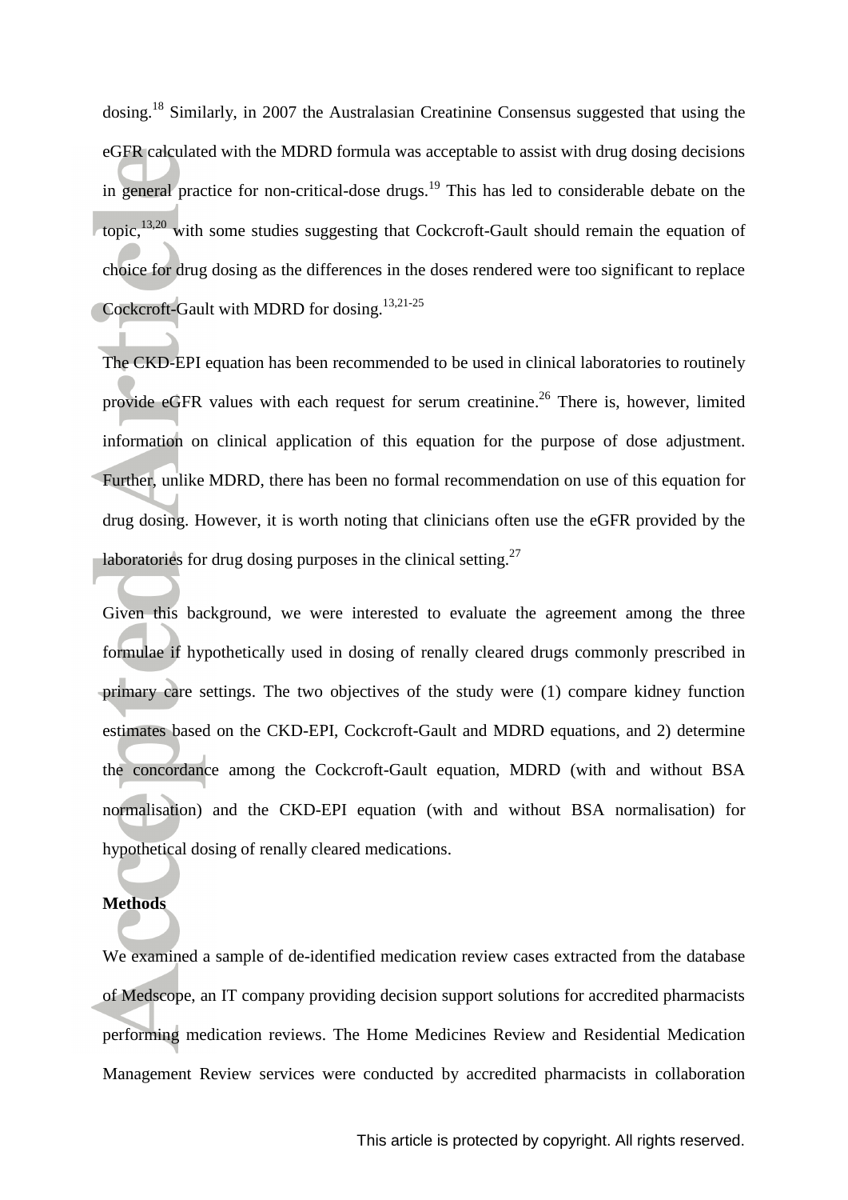dosing.[18] Similarly, in 2007 the Australasian Creatinine Consensus suggested that using the eGFR calculated with the MDRD formula was acceptable to assist with drug dosing decisions in general practice for non-critical-dose drugs.[19] This has led to considerable debate on the topic,[13,20] with some studies suggesting that Cockcroft-Gault should remain the equation of choice for drug dosing as the differences in the doses rendered were too significant to replace Cockcroft-Gault with MDRD for dosing.[13,21-25]

The CKD-EPI equation has been recommended to be used in clinical laboratories to routinely provide eGFR values with each request for serum creatinine.[26] There is, however, limited information on clinical application of this equation for the purpose of dose adjustment. Further, unlike MDRD, there has been no formal recommendation on use of this equation for drug dosing. However, it is worth noting that clinicians often use the eGFR provided by the laboratories for drug dosing purposes in the clinical setting.[27]

Given this background, we were interested to evaluate the agreement among the three formulae if hypothetically used in dosing of renally cleared drugs commonly prescribed in primary care settings. The two objectives of the study were (1) compare kidney function estimates based on the CKD-EPI, Cockcroft-Gault and MDRD equations, and 2) determine the concordance among the Cockcroft-Gault equation, MDRD (with and without BSA normalisation) and the CKD-EPI equation (with and without BSA normalisation) for hypothetical dosing of renally cleared medications.

## Methods

We examined a sample of de-identified medication review cases extracted from the database of Medscope, an IT company providing decision support solutions for accredited pharmacists performing medication reviews. The Home Medicines Review and Residential Medication Management Review services were conducted by accredited pharmacists in collaboration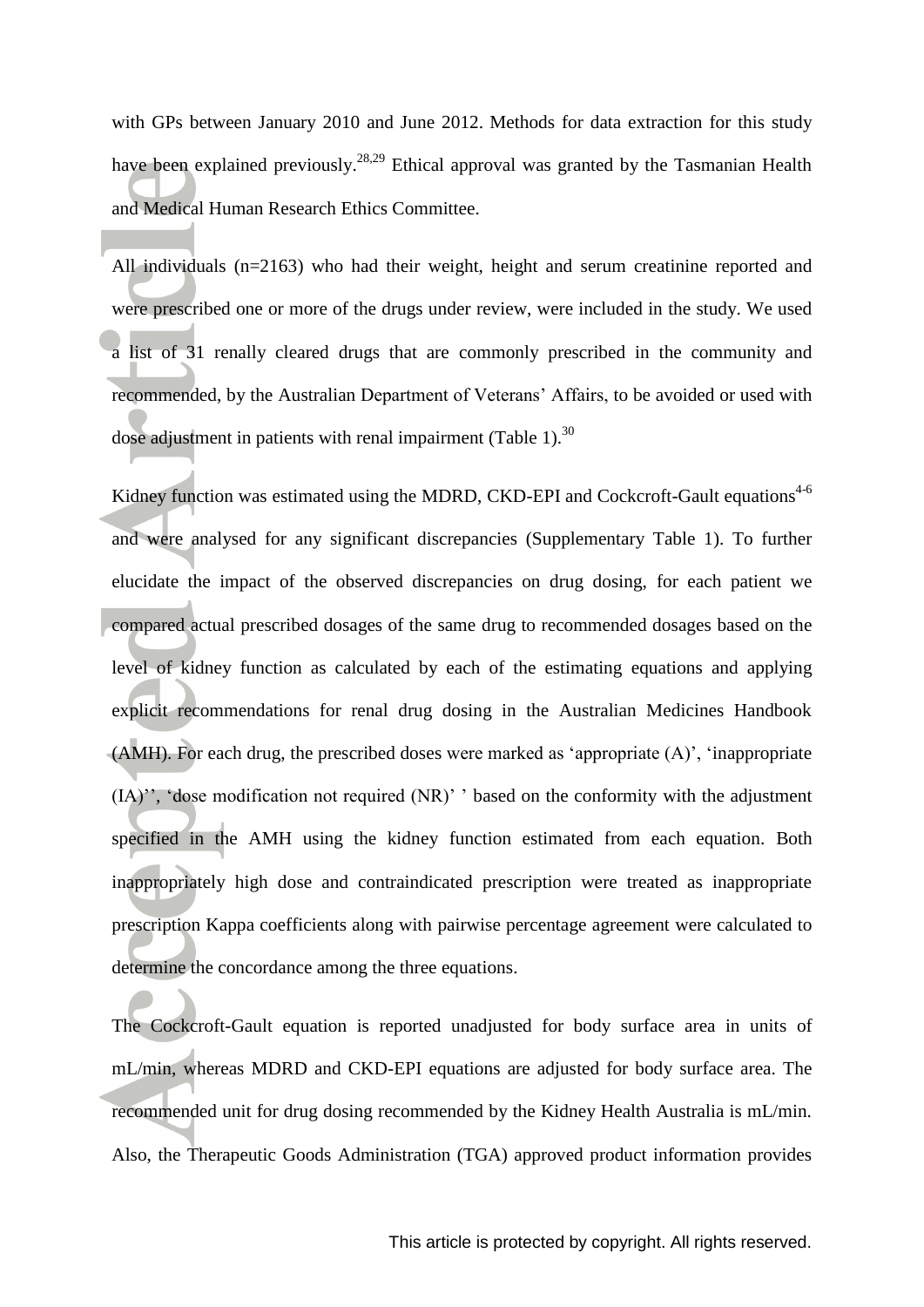with GPs between January 2010 and June 2012. Methods for data extraction for this study have been explained previously.[28,29] Ethical approval was granted by the Tasmanian Health and Medical Human Research Ethics Committee.

All individuals (n=2163) who had their weight, height and serum creatinine reported and were prescribed one or more of the drugs under review, were included in the study. We used a list of 31 renally cleared drugs that are commonly prescribed in the community and recommended, by the Australian Department of Veterans' Affairs, to be avoided or used with dose adjustment in patients with renal impairment (Table 1).[30]

Kidney function was estimated using the MDRD, CKD-EPI and Cockcroft-Gault equations[4-6] and were analysed for any significant discrepancies (Supplementary Table 1). To further elucidate the impact of the observed discrepancies on drug dosing, for each patient we compared actual prescribed dosages of the same drug to recommended dosages based on the level of kidney function as calculated by each of the estimating equations and applying explicit recommendations for renal drug dosing in the Australian Medicines Handbook (AMH). For each drug, the prescribed doses were marked as 'appropriate (A)', 'inappropriate (IA)'', 'dose modification not required (NR)' ' based on the conformity with the adjustment specified in the AMH using the kidney function estimated from each equation. Both inappropriately high dose and contraindicated prescription were treated as inappropriate prescription Kappa coefficients along with pairwise percentage agreement were calculated to determine the concordance among the three equations.

The Cockcroft-Gault equation is reported unadjusted for body surface area in units of mL/min, whereas MDRD and CKD-EPI equations are adjusted for body surface area. The recommended unit for drug dosing recommended by the Kidney Health Australia is mL/min. Also, the Therapeutic Goods Administration (TGA) approved product information provides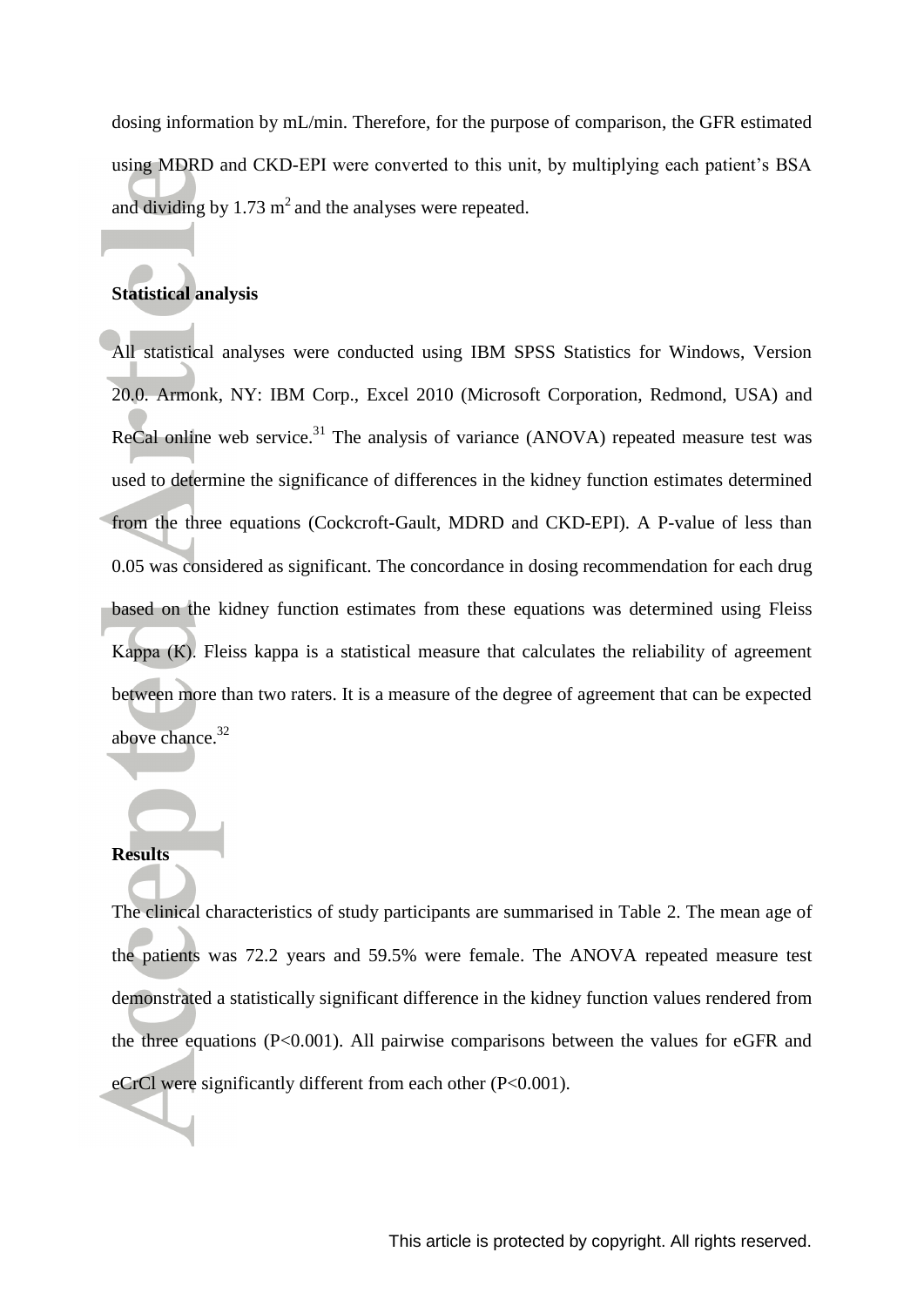dosing information by mL/min. Therefore, for the purpose of comparison, the GFR estimated using MDRD and CKD-EPI were converted to this unit, by multiplying each patient's BSA and dividing by 1.73 $m^2$ and the analyses were repeated.

## Statistical analysis

All statistical analyses were conducted using IBM SPSS Statistics for Windows, Version 20.0. Armonk, NY: IBM Corp., Excel 2010 (Microsoft Corporation, Redmond, USA) and ReCal online web service.[31] The analysis of variance (ANOVA) repeated measure test was used to determine the significance of differences in the kidney function estimates determined from the three equations (Cockcroft-Gault, MDRD and CKD-EPI). A P-value of less than 0.05 was considered as significant. The concordance in dosing recommendation for each drug based on the kidney function estimates from these equations was determined using Fleiss Kappa (K). Fleiss kappa is a statistical measure that calculates the reliability of agreement between more than two raters. It is a measure of the degree of agreement that can be expected above chance.[32]

## Results

The clinical characteristics of study participants are summarised in Table 2. The mean age of the patients was 72.2 years and 59.5% were female. The ANOVA repeated measure test demonstrated a statistically significant difference in the kidney function values rendered from the three equations ($P<0.001$). All pairwise comparisons between the values for eGFR and eCrCl were significantly different from each other ($P<0.001$).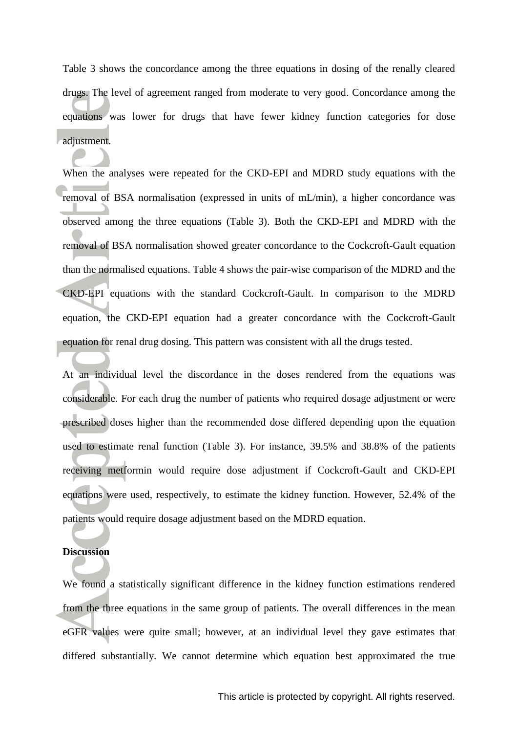Table 3 shows the concordance among the three equations in dosing of the renally cleared drugs. The level of agreement ranged from moderate to very good. Concordance among the equations was lower for drugs that have fewer kidney function categories for dose adjustment.

When the analyses were repeated for the CKD-EPI and MDRD study equations with the removal of BSA normalisation (expressed in units of mL/min), a higher concordance was observed among the three equations (Table 3). Both the CKD-EPI and MDRD with the removal of BSA normalisation showed greater concordance to the Cockcroft-Gault equation than the normalised equations. Table 4 shows the pair-wise comparison of the MDRD and the CKD-EPI equations with the standard Cockcroft-Gault. In comparison to the MDRD equation, the CKD-EPI equation had a greater concordance with the Cockcroft-Gault equation for renal drug dosing. This pattern was consistent with all the drugs tested.

At an individual level the discordance in the doses rendered from the equations was considerable. For each drug the number of patients who required dosage adjustment or were prescribed doses higher than the recommended dose differed depending upon the equation used to estimate renal function (Table 3). For instance, 39.5% and 38.8% of the patients receiving metformin would require dose adjustment if Cockcroft-Gault and CKD-EPI equations were used, respectively, to estimate the kidney function. However, 52.4% of the patients would require dosage adjustment based on the MDRD equation.

**Discussion**

We found a statistically significant difference in the kidney function estimations rendered from the three equations in the same group of patients. The overall differences in the mean eGFR values were quite small; however, at an individual level they gave estimates that differed substantially. We cannot determine which equation best approximated the true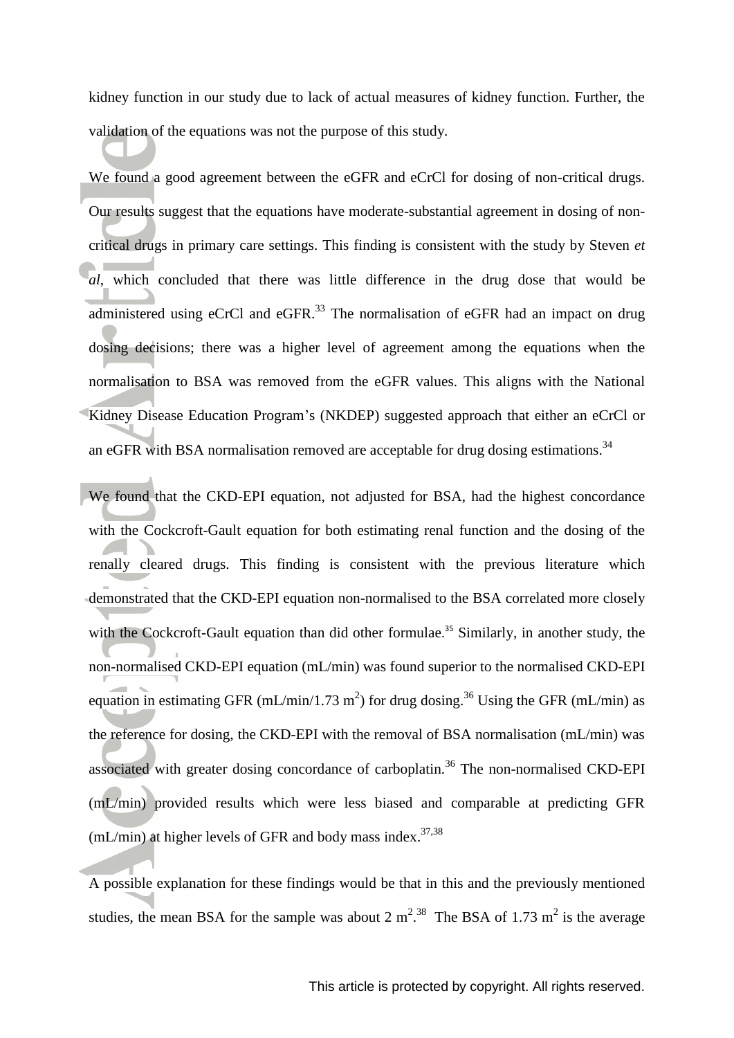kidney function in our study due to lack of actual measures of kidney function. Further, the validation of the equations was not the purpose of this study.

We found a good agreement between the eGFR and eCrCl for dosing of non-critical drugs. Our results suggest that the equations have moderate-substantial agreement in dosing of non-critical drugs in primary care settings. This finding is consistent with the study by Steven *et al*, which concluded that there was little difference in the drug dose that would be administered using eCrCl and eGFR.[33] The normalisation of eGFR had an impact on drug dosing decisions; there was a higher level of agreement among the equations when the normalisation to BSA was removed from the eGFR values. This aligns with the National Kidney Disease Education Program's (NKDEP) suggested approach that either an eCrCl or an eGFR with BSA normalisation removed are acceptable for drug dosing estimations.[34]

We found that the CKD-EPI equation, not adjusted for BSA, had the highest concordance with the Cockcroft-Gault equation for both estimating renal function and the dosing of the renally cleared drugs. This finding is consistent with the previous literature which demonstrated that the CKD-EPI equation non-normalised to the BSA correlated more closely with the Cockcroft-Gault equation than did other formulae.[35] Similarly, in another study, the non-normalised CKD-EPI equation (mL/min) was found superior to the normalised CKD-EPI equation in estimating GFR (mL/min/1.73 $m^2$) for drug dosing.[36] Using the GFR (mL/min) as the reference for dosing, the CKD-EPI with the removal of BSA normalisation (mL/min) was associated with greater dosing concordance of carboplatin.[36] The non-normalised CKD-EPI (mL/min) provided results which were less biased and comparable at predicting GFR (mL/min) at higher levels of GFR and body mass index.[37,38]

A possible explanation for these findings would be that in this and the previously mentioned studies, the mean BSA for the sample was about 2 $m^2$.[38] The BSA of 1.73 $m^2$ is the average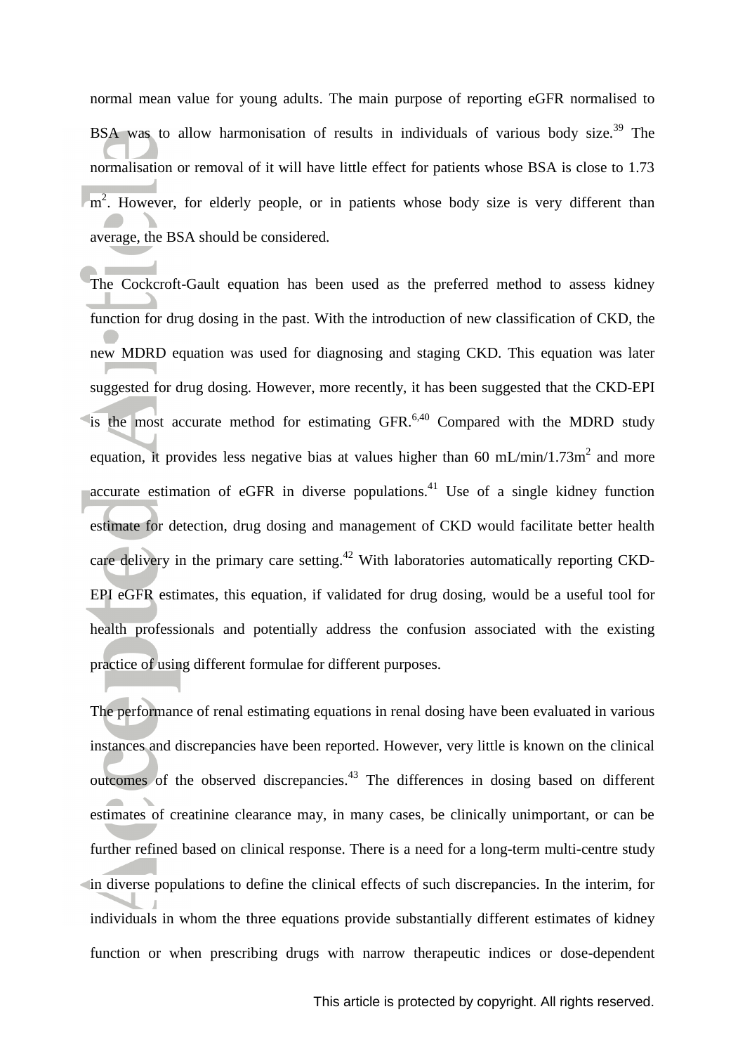normal mean value for young adults. The main purpose of reporting eGFR normalised to BSA was to allow harmonisation of results in individuals of various body size.[39] The normalisation or removal of it will have little effect for patients whose BSA is close to 1.73 $m^2$. However, for elderly people, or in patients whose body size is very different than average, the BSA should be considered.

The Cockcroft-Gault equation has been used as the preferred method to assess kidney function for drug dosing in the past. With the introduction of new classification of CKD, the new MDRD equation was used for diagnosing and staging CKD. This equation was later suggested for drug dosing. However, more recently, it has been suggested that the CKD-EPI is the most accurate method for estimating GFR.[6,40] Compared with the MDRD study equation, it provides less negative bias at values higher than 60 mL/min/1.73$m^2$ and more accurate estimation of eGFR in diverse populations.[41] Use of a single kidney function estimate for detection, drug dosing and management of CKD would facilitate better health care delivery in the primary care setting.[42] With laboratories automatically reporting CKD-EPI eGFR estimates, this equation, if validated for drug dosing, would be a useful tool for health professionals and potentially address the confusion associated with the existing practice of using different formulae for different purposes.

The performance of renal estimating equations in renal dosing have been evaluated in various instances and discrepancies have been reported. However, very little is known on the clinical outcomes of the observed discrepancies.[43] The differences in dosing based on different estimates of creatinine clearance may, in many cases, be clinically unimportant, or can be further refined based on clinical response. There is a need for a long-term multi-centre study in diverse populations to define the clinical effects of such discrepancies. In the interim, for individuals in whom the three equations provide substantially different estimates of kidney function or when prescribing drugs with narrow therapeutic indices or dose-dependent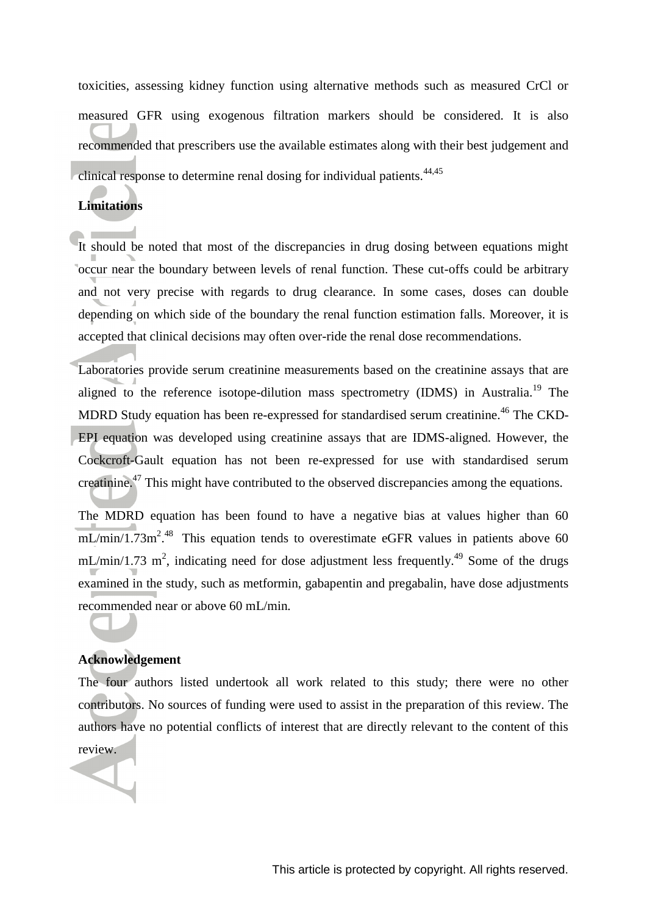toxicities, assessing kidney function using alternative methods such as measured CrCl or measured GFR using exogenous filtration markers should be considered. It is also recommended that prescribers use the available estimates along with their best judgement and clinical response to determine renal dosing for individual patients.[44,45]

**Limitations**

It should be noted that most of the discrepancies in drug dosing between equations might occur near the boundary between levels of renal function. These cut-offs could be arbitrary and not very precise with regards to drug clearance. In some cases, doses can double depending on which side of the boundary the renal function estimation falls. Moreover, it is accepted that clinical decisions may often over-ride the renal dose recommendations.

Laboratories provide serum creatinine measurements based on the creatinine assays that are aligned to the reference isotope-dilution mass spectrometry (IDMS) in Australia.[19] The MDRD Study equation has been re-expressed for standardised serum creatinine.[46] The CKD-EPI equation was developed using creatinine assays that are IDMS-aligned. However, the Cockcroft-Gault equation has not been re-expressed for use with standardised serum creatinine.[47] This might have contributed to the observed discrepancies among the equations.

The MDRD equation has been found to have a negative bias at values higher than 60 mL/min/1.73m$^2$.[48] This equation tends to overestimate eGFR values in patients above 60 mL/min/1.73 m$^2$, indicating need for dose adjustment less frequently.[49] Some of the drugs examined in the study, such as metformin, gabapentin and pregabalin, have dose adjustments recommended near or above 60 mL/min.

**Acknowledgement**

The four authors listed undertook all work related to this study; there were no other contributors. No sources of funding were used to assist in the preparation of this review. The authors have no potential conflicts of interest that are directly relevant to the content of this review.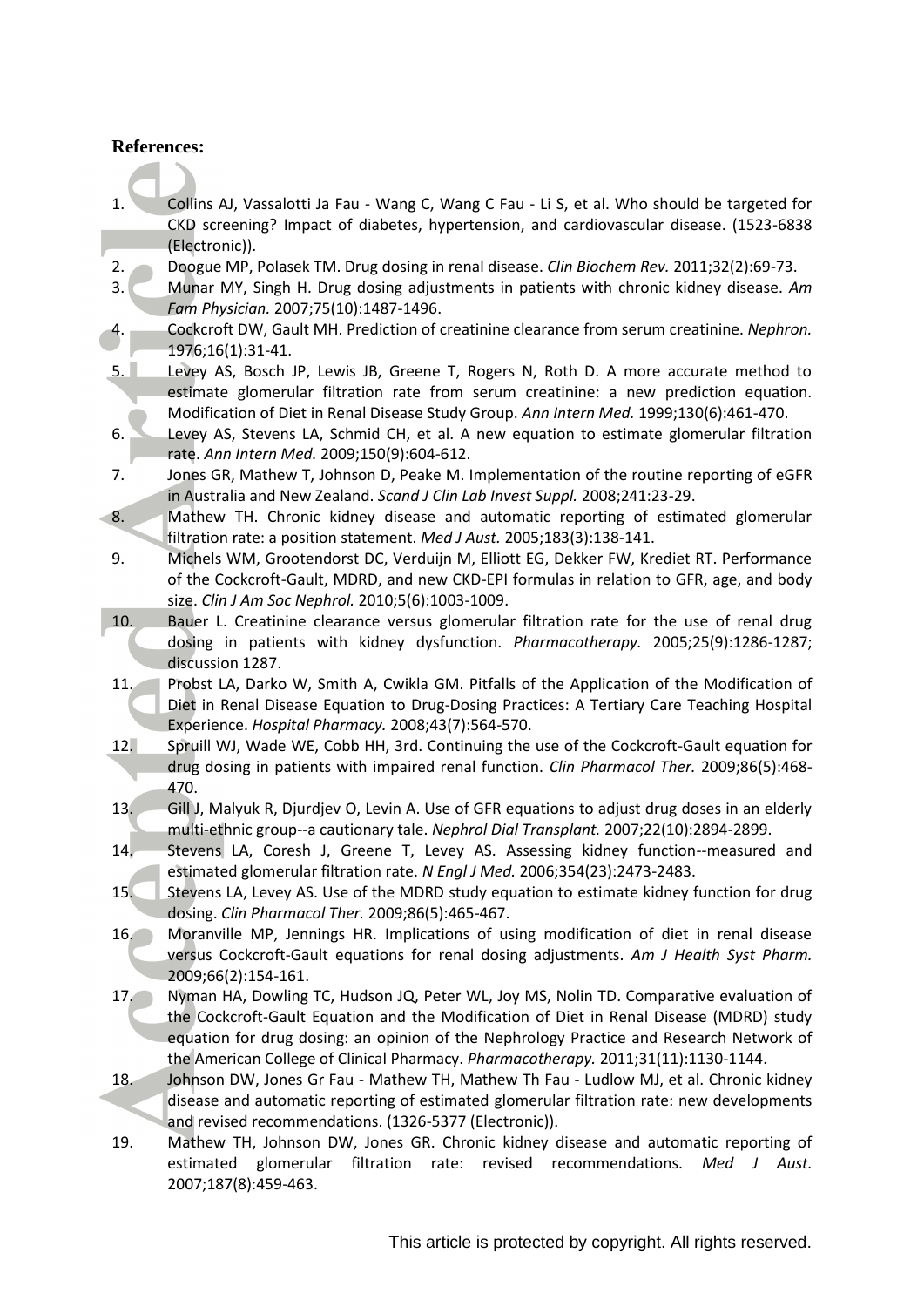**References:**

1. Collins AJ, Vassalotti Ja Fau - Wang C, Wang C Fau - Li S, et al. Who should be targeted for CKD screening? Impact of diabetes, hypertension, and cardiovascular disease. (1523-6838 (Electronic)).
2. Doogue MP, Polasek TM. Drug dosing in renal disease. *Clin Biochem Rev.* 2011;32(2):69-73.
3. Munar MY, Singh H. Drug dosing adjustments in patients with chronic kidney disease. *Am Fam Physician.* 2007;75(10):1487-1496.
4. Cockcroft DW, Gault MH. Prediction of creatinine clearance from serum creatinine. *Nephron.* 1976;16(1):31-41.
5. Levey AS, Bosch JP, Lewis JB, Greene T, Rogers N, Roth D. A more accurate method to estimate glomerular filtration rate from serum creatinine: a new prediction equation. Modification of Diet in Renal Disease Study Group. *Ann Intern Med.* 1999;130(6):461-470.
6. Levey AS, Stevens LA, Schmid CH, et al. A new equation to estimate glomerular filtration rate. *Ann Intern Med.* 2009;150(9):604-612.
7. Jones GR, Mathew T, Johnson D, Peake M. Implementation of the routine reporting of eGFR in Australia and New Zealand. *Scand J Clin Lab Invest Suppl.* 2008;241:23-29.
8. Mathew TH. Chronic kidney disease and automatic reporting of estimated glomerular filtration rate: a position statement. *Med J Aust.* 2005;183(3):138-141.
9. Michels WM, Grootendorst DC, Verduijn M, Elliott EG, Dekker FW, Krediet RT. Performance of the Cockcroft-Gault, MDRD, and new CKD-EPI formulas in relation to GFR, age, and body size. *Clin J Am Soc Nephrol.* 2010;5(6):1003-1009.
10. Bauer L. Creatinine clearance versus glomerular filtration rate for the use of renal drug dosing in patients with kidney dysfunction. *Pharmacotherapy.* 2005;25(9):1286-1287; discussion 1287.
11. Probst LA, Darko W, Smith A, Cwikla GM. Pitfalls of the Application of the Modification of Diet in Renal Disease Equation to Drug-Dosing Practices: A Tertiary Care Teaching Hospital Experience. *Hospital Pharmacy.* 2008;43(7):564-570.
12. Spruill WJ, Wade WE, Cobb HH, 3rd. Continuing the use of the Cockcroft-Gault equation for drug dosing in patients with impaired renal function. *Clin Pharmacol Ther.* 2009;86(5):468-470.
13. Gill J, Malyuk R, Djurdjev O, Levin A. Use of GFR equations to adjust drug doses in an elderly multi-ethnic group--a cautionary tale. *Nephrol Dial Transplant.* 2007;22(10):2894-2899.
14. Stevens LA, Coresh J, Greene T, Levey AS. Assessing kidney function--measured and estimated glomerular filtration rate. *N Engl J Med.* 2006;354(23):2473-2483.
15. Stevens LA, Levey AS. Use of the MDRD study equation to estimate kidney function for drug dosing. *Clin Pharmacol Ther.* 2009;86(5):465-467.
16. Moranville MP, Jennings HR. Implications of using modification of diet in renal disease versus Cockcroft-Gault equations for renal dosing adjustments. *Am J Health Syst Pharm.* 2009;66(2):154-161.
17. Nyman HA, Dowling TC, Hudson JQ, Peter WL, Joy MS, Nolin TD. Comparative evaluation of the Cockcroft-Gault Equation and the Modification of Diet in Renal Disease (MDRD) study equation for drug dosing: an opinion of the Nephrology Practice and Research Network of the American College of Clinical Pharmacy. *Pharmacotherapy.* 2011;31(11):1130-1144.
18. Johnson DW, Jones Gr Fau - Mathew TH, Mathew Th Fau - Ludlow MJ, et al. Chronic kidney disease and automatic reporting of estimated glomerular filtration rate: new developments and revised recommendations. (1326-5377 (Electronic)).
19. Mathew TH, Johnson DW, Jones GR. Chronic kidney disease and automatic reporting of estimated glomerular filtration rate: revised recommendations. *Med J Aust.* 2007;187(8):459-463.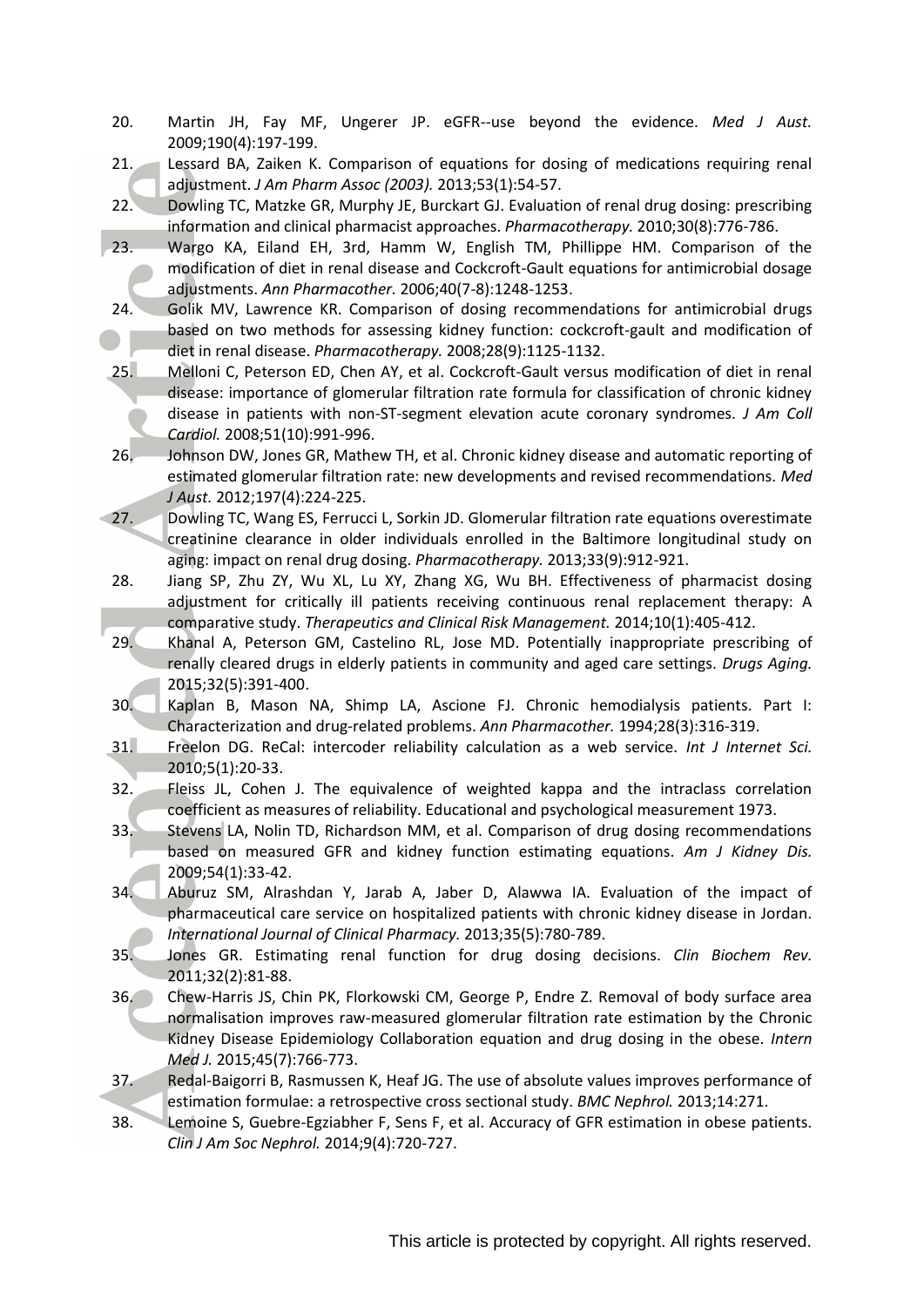20. Martin JH, Fay MF, Ungerer JP. eGFR--use beyond the evidence. *Med J Aust.* 2009;190(4):197-199.
21. Lessard BA, Zaiken K. Comparison of equations for dosing of medications requiring renal adjustment. *J Am Pharm Assoc (2003).* 2013;53(1):54-57.
22. Dowling TC, Matzke GR, Murphy JE, Burckart GJ. Evaluation of renal drug dosing: prescribing information and clinical pharmacist approaches. *Pharmacotherapy.* 2010;30(8):776-786.
23. Wargo KA, Eiland EH, 3rd, Hamm W, English TM, Phillippe HM. Comparison of the modification of diet in renal disease and Cockcroft-Gault equations for antimicrobial dosage adjustments. *Ann Pharmacother.* 2006;40(7-8):1248-1253.
24. Golik MV, Lawrence KR. Comparison of dosing recommendations for antimicrobial drugs based on two methods for assessing kidney function: cockcroft-gault and modification of diet in renal disease. *Pharmacotherapy.* 2008;28(9):1125-1132.
25. Melloni C, Peterson ED, Chen AY, et al. Cockcroft-Gault versus modification of diet in renal disease: importance of glomerular filtration rate formula for classification of chronic kidney disease in patients with non-ST-segment elevation acute coronary syndromes. *J Am Coll Cardiol.* 2008;51(10):991-996.
26. Johnson DW, Jones GR, Mathew TH, et al. Chronic kidney disease and automatic reporting of estimated glomerular filtration rate: new developments and revised recommendations. *Med J Aust.* 2012;197(4):224-225.
27. Dowling TC, Wang ES, Ferrucci L, Sorkin JD. Glomerular filtration rate equations overestimate creatinine clearance in older individuals enrolled in the Baltimore longitudinal study on aging: impact on renal drug dosing. *Pharmacotherapy.* 2013;33(9):912-921.
28. Jiang SP, Zhu ZY, Wu XL, Lu XY, Zhang XG, Wu BH. Effectiveness of pharmacist dosing adjustment for critically ill patients receiving continuous renal replacement therapy: A comparative study. *Therapeutics and Clinical Risk Management.* 2014;10(1):405-412.
29. Khanal A, Peterson GM, Castelino RL, Jose MD. Potentially inappropriate prescribing of renally cleared drugs in elderly patients in community and aged care settings. *Drugs Aging.* 2015;32(5):391-400.
30. Kaplan B, Mason NA, Shimp LA, Ascione FJ. Chronic hemodialysis patients. Part I: Characterization and drug-related problems. *Ann Pharmacother.* 1994;28(3):316-319.
31. Freelon DG. ReCal: intercoder reliability calculation as a web service. *Int J Internet Sci.* 2010;5(1):20-33.
32. Fleiss JL, Cohen J. The equivalence of weighted kappa and the intraclass correlation coefficient as measures of reliability. Educational and psychological measurement 1973.
33. Stevens LA, Nolin TD, Richardson MM, et al. Comparison of drug dosing recommendations based on measured GFR and kidney function estimating equations. *Am J Kidney Dis.* 2009;54(1):33-42.
34. Aburuz SM, Alrashdan Y, Jarab A, Jaber D, Alawwa IA. Evaluation of the impact of pharmaceutical care service on hospitalized patients with chronic kidney disease in Jordan. *International Journal of Clinical Pharmacy.* 2013;35(5):780-789.
35. Jones GR. Estimating renal function for drug dosing decisions. *Clin Biochem Rev.* 2011;32(2):81-88.
36. Chew-Harris JS, Chin PK, Florkowski CM, George P, Endre Z. Removal of body surface area normalisation improves raw-measured glomerular filtration rate estimation by the Chronic Kidney Disease Epidemiology Collaboration equation and drug dosing in the obese. *Intern Med J.* 2015;45(7):766-773.
37. Redal-Baigorri B, Rasmussen K, Heaf JG. The use of absolute values improves performance of estimation formulae: a retrospective cross sectional study. *BMC Nephrol.* 2013;14:271.
38. Lemoine S, Guebre-Egziabher F, Sens F, et al. Accuracy of GFR estimation in obese patients. *Clin J Am Soc Nephrol.* 2014;9(4):720-727.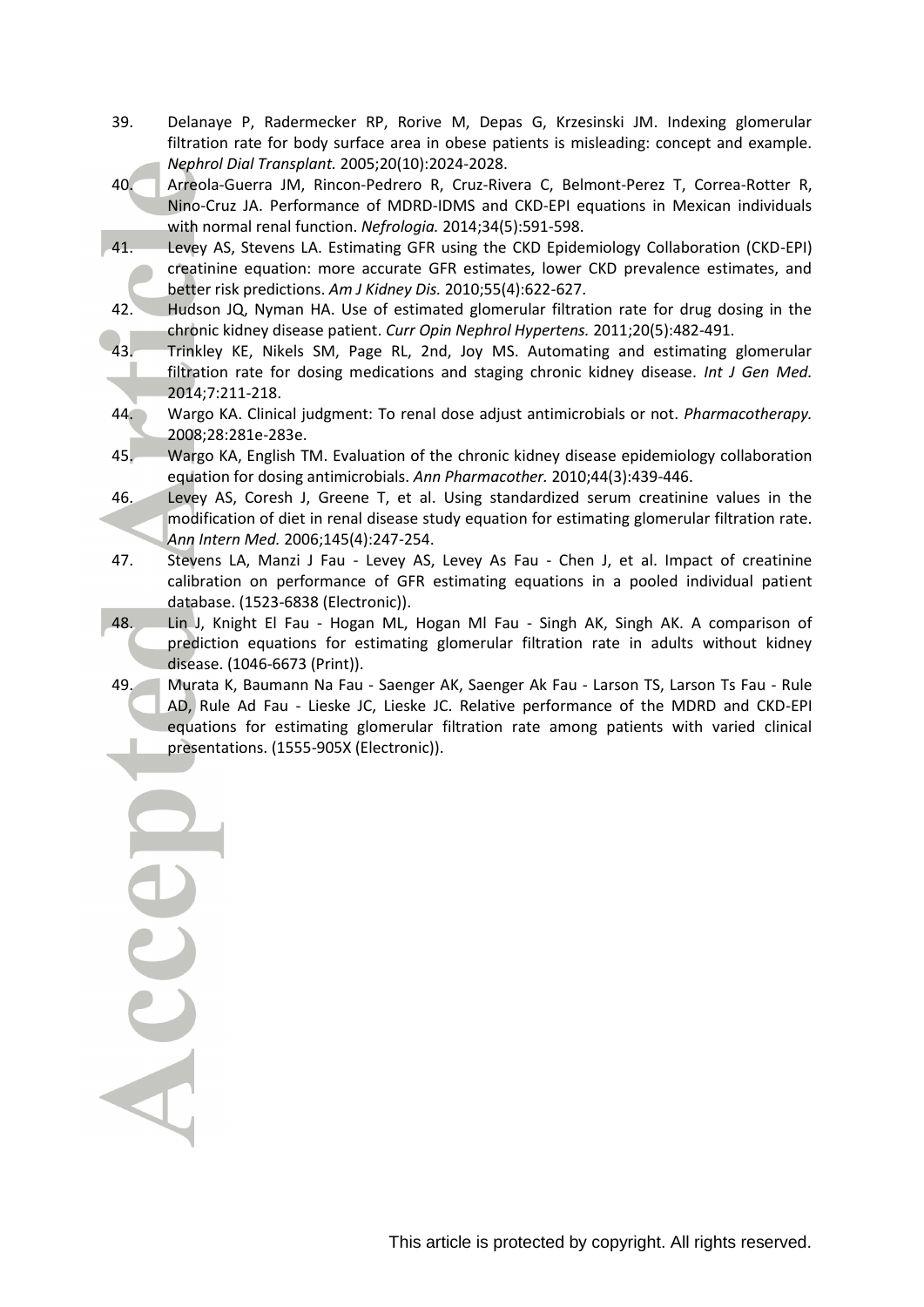39. Delanaye P, Radermecker RP, Rorive M, Depas G, Krzesinski JM. Indexing glomerular filtration rate for body surface area in obese patients is misleading: concept and example. *Nephrol Dial Transplant.* 2005;20(10):2024-2028.
40. Arreola-Guerra JM, Rincon-Pedrero R, Cruz-Rivera C, Belmont-Perez T, Correa-Rotter R, Nino-Cruz JA. Performance of MDRD-IDMS and CKD-EPI equations in Mexican individuals with normal renal function. *Nefrologia.* 2014;34(5):591-598.
41. Levey AS, Stevens LA. Estimating GFR using the CKD Epidemiology Collaboration (CKD-EPI) creatinine equation: more accurate GFR estimates, lower CKD prevalence estimates, and better risk predictions. *Am J Kidney Dis.* 2010;55(4):622-627.
42. Hudson JQ, Nyman HA. Use of estimated glomerular filtration rate for drug dosing in the chronic kidney disease patient. *Curr Opin Nephrol Hypertens.* 2011;20(5):482-491.
43. Trinkley KE, Nikels SM, Page RL, 2nd, Joy MS. Automating and estimating glomerular filtration rate for dosing medications and staging chronic kidney disease. *Int J Gen Med.* 2014;7:211-218.
44. Wargo KA. Clinical judgment: To renal dose adjust antimicrobials or not. *Pharmacotherapy.* 2008;28:281e-283e.
45. Wargo KA, English TM. Evaluation of the chronic kidney disease epidemiology collaboration equation for dosing antimicrobials. *Ann Pharmacother.* 2010;44(3):439-446.
46. Levey AS, Coresh J, Greene T, et al. Using standardized serum creatinine values in the modification of diet in renal disease study equation for estimating glomerular filtration rate. *Ann Intern Med.* 2006;145(4):247-254.
47. Stevens LA, Manzi J Fau - Levey AS, Levey As Fau - Chen J, et al. Impact of creatinine calibration on performance of GFR estimating equations in a pooled individual patient database. (1523-6838 (Electronic)).
48. Lin J, Knight El Fau - Hogan ML, Hogan Ml Fau - Singh AK, Singh AK. A comparison of prediction equations for estimating glomerular filtration rate in adults without kidney disease. (1046-6673 (Print)).
49. Murata K, Baumann Na Fau - Saenger AK, Saenger Ak Fau - Larson TS, Larson Ts Fau - Rule AD, Rule Ad Fau - Lieske JC, Lieske JC. Relative performance of the MDRD and CKD-EPI equations for estimating glomerular filtration rate among patients with varied clinical presentations. (1555-905X (Electronic)).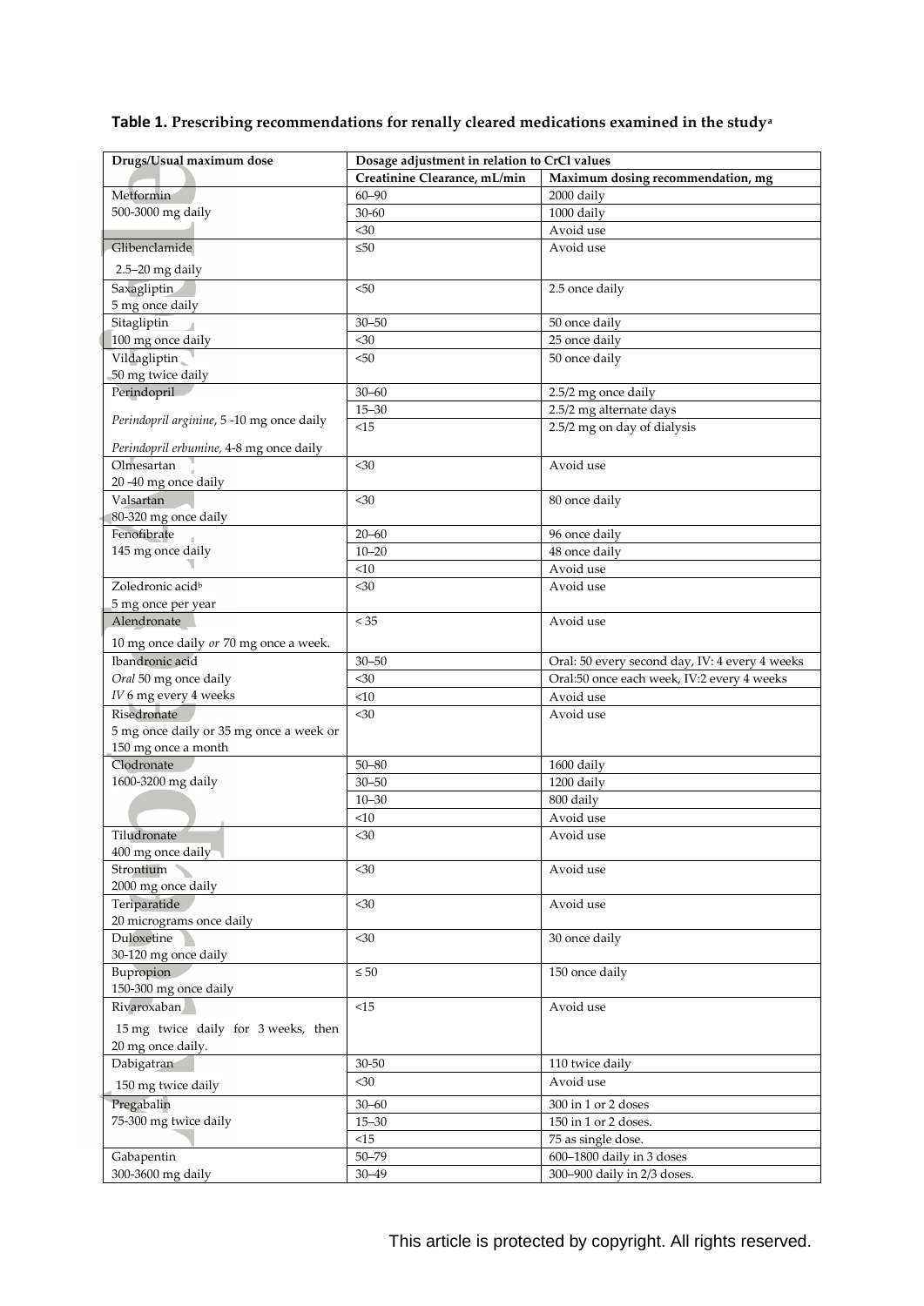**Table 1. Prescribing recommendations for renally cleared medications examined in the study**[a]

| Drugs/Usual maximum dose | Dosage adjustment in relation to CrCl values | |
|---|---|---|
| | **Creatinine Clearance, mL/min** | **Maximum dosing recommendation, mg** |
| Metformin | 60–90 | 2000 daily |
| 500-3000 mg daily | 30-60 | 1000 daily |
| | <30 | Avoid use |
| Glibenclamide<br>2.5–20 mg daily | ≤50 | Avoid use |
| Saxagliptin<br>5 mg once daily | <50 | 2.5 once daily |
| Sitagliptin | 30–50 | 50 once daily |
| 100 mg once daily | <30 | 25 once daily |
| Vildagliptin<br>50 mg twice daily | <50 | 50 once daily |
| Perindopril | 30–60 | 2.5/2 mg once daily |
| *Perindopril arginine*, 5 -10 mg once daily | 15–30 | 2.5/2 mg alternate days |
| *Perindopril erbumine*, 4-8 mg once daily | <15 | 2.5/2 mg on day of dialysis |
| Olmesartan<br>20 -40 mg once daily | <30 | Avoid use |
| Valsartan<br>80-320 mg once daily | <30 | 80 once daily |
| Fenofibrate | 20–60 | 96 once daily |
| 145 mg once daily | 10–20 | 48 once daily |
| | <10 | Avoid use |
| Zoledronic acid[b]<br>5 mg once per year | <30 | Avoid use |
| Alendronate<br>10 mg once daily *or* 70 mg once a week. | < 35 | Avoid use |
| Ibandronic acid | 30–50 | Oral: 50 every second day, IV: 4 every 4 weeks |
| *Oral* 50 mg once daily | <30 | Oral:50 once each week, IV:2 every 4 weeks |
| *IV* 6 mg every 4 weeks | <10 | Avoid use |
| Risedronate<br>5 mg once daily or 35 mg once a week or 150 mg once a month | <30 | Avoid use |
| Clodronate | 50–80 | 1600 daily |
| 1600-3200 mg daily | 30–50 | 1200 daily |
| | 10–30 | 800 daily |
| | <10 | Avoid use |
| Tiludronate<br>400 mg once daily | <30 | Avoid use |
| Strontium<br>2000 mg once daily | <30 | Avoid use |
| Teriparatide<br>20 micrograms once daily | <30 | Avoid use |
| Duloxetine<br>30-120 mg once daily | <30 | 30 once daily |
| Bupropion<br>150-300 mg once daily | ≤ 50 | 150 once daily |
| Rivaroxaban<br>15 mg twice daily for 3 weeks, then 20 mg once daily. | <15 | Avoid use |
| Dabigatran | 30-50 | 110 twice daily |
| 150 mg twice daily | <30 | Avoid use |
| Pregabalin | 30–60 | 300 in 1 or 2 doses |
| 75-300 mg twice daily | 15–30 | 150 in 1 or 2 doses. |
| | <15 | 75 as single dose. |
| Gabapentin | 50–79 | 600–1800 daily in 3 doses |
| 300-3600 mg daily | 30–49 | 300–900 daily in 2/3 doses. |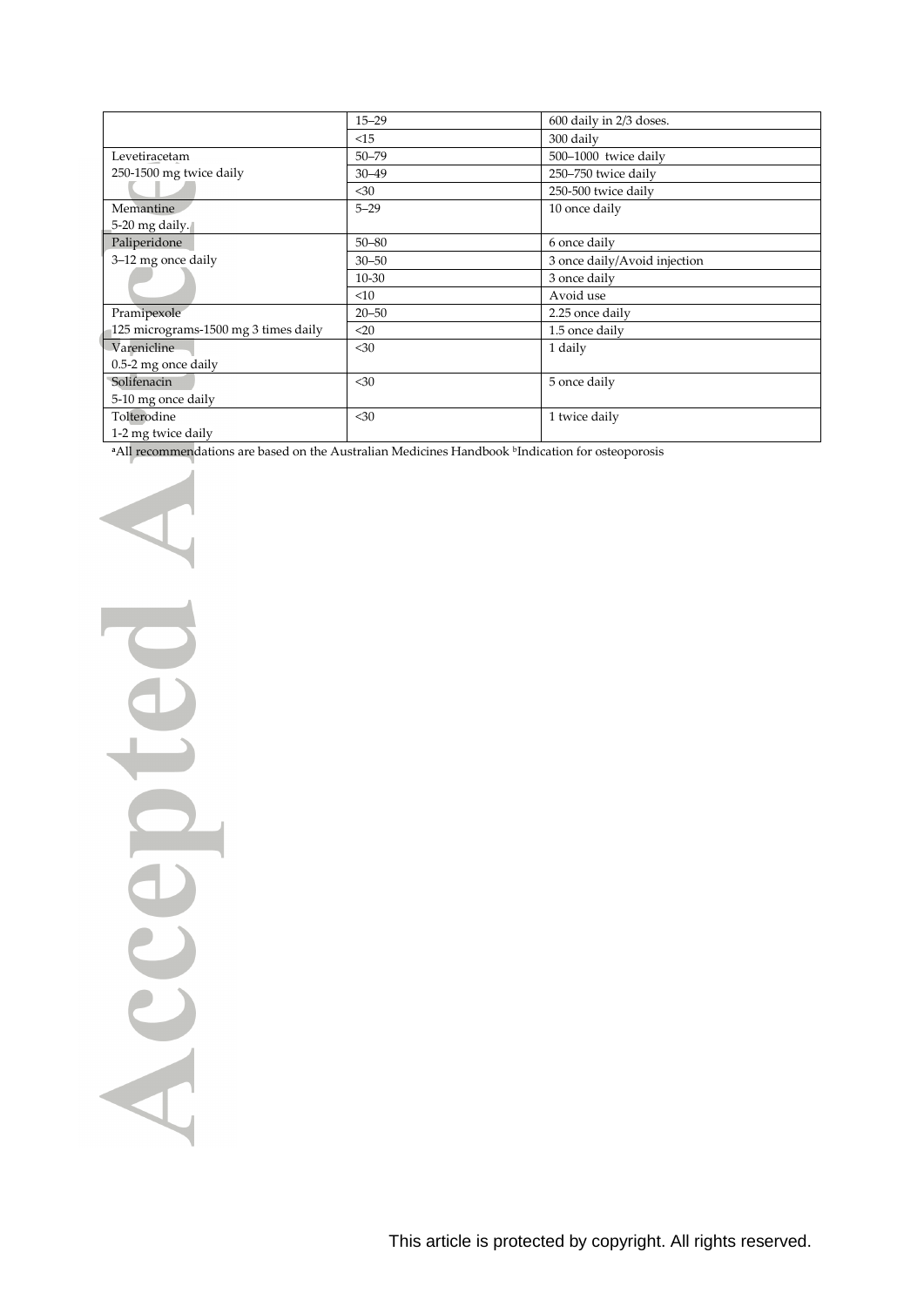| | | |
|---|---|---|
| | 15–29 | 600 daily in 2/3 doses. |
| | <15 | 300 daily |
| Levetiracetam<br>250-1500 mg twice daily | 50–79 | 500–1000 twice daily |
| | 30–49 | 250–750 twice daily |
| | <30 | 250-500 twice daily |
| Memantine<br>5-20 mg daily. | 5–29 | 10 once daily |
| Paliperidone<br>3–12 mg once daily | 50–80 | 6 once daily |
| | 30–50 | 3 once daily/Avoid injection |
| | 10-30 | 3 once daily |
| | <10 | Avoid use |
| Pramipexole<br>125 micrograms-1500 mg 3 times daily | 20–50 | 2.25 once daily |
| | <20 | 1.5 once daily |
| Varenicline<br>0.5-2 mg once daily | <30 | 1 daily |
| Solifenacin<br>5-10 mg once daily | <30 | 5 once daily |
| Tolterodine<br>1-2 mg twice daily | <30 | 1 twice daily |

[a]All recommendations are based on the Australian Medicines Handbook [b]Indication for osteoporosis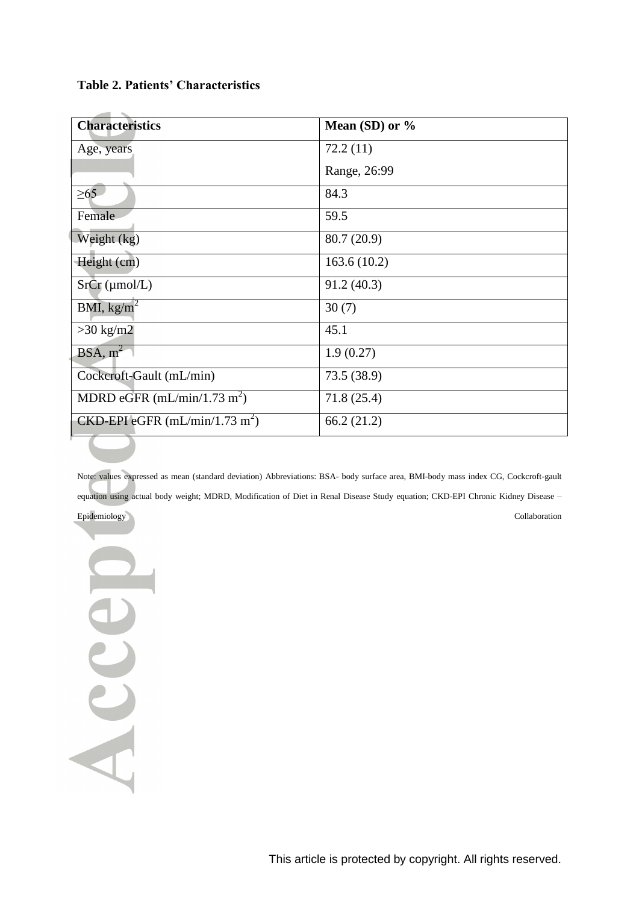**Table 2. Patients' Characteristics**

| Characteristics | Mean (SD) or % |
|---|---|
| Age, years | 72.2 (11)<br>Range, 26:99 |
| ≥65 | 84.3 |
| Female | 59.5 |
| Weight (kg) | 80.7 (20.9) |
| Height (cm) | 163.6 (10.2) |
| SrCr (μmol/L) | 91.2 (40.3) |
| BMI, $kg/m^2$ | 30 (7) |
| >30 kg/m2 | 45.1 |
| BSA, $m^2$ | 1.9 (0.27) |
| Cockcroft-Gault (mL/min) | 73.5 (38.9) |
| MDRD eGFR (mL/min/1.73 $m^2$) | 71.8 (25.4) |
| CKD-EPI eGFR (mL/min/1.73 $m^2$) | 66.2 (21.2) |

Note: values expressed as mean (standard deviation) Abbreviations: BSA- body surface area, BMI-body mass index CG, Cockcroft-gault equation using actual body weight; MDRD, Modification of Diet in Renal Disease Study equation; CKD-EPI Chronic Kidney Disease – Epidemiology Collaboration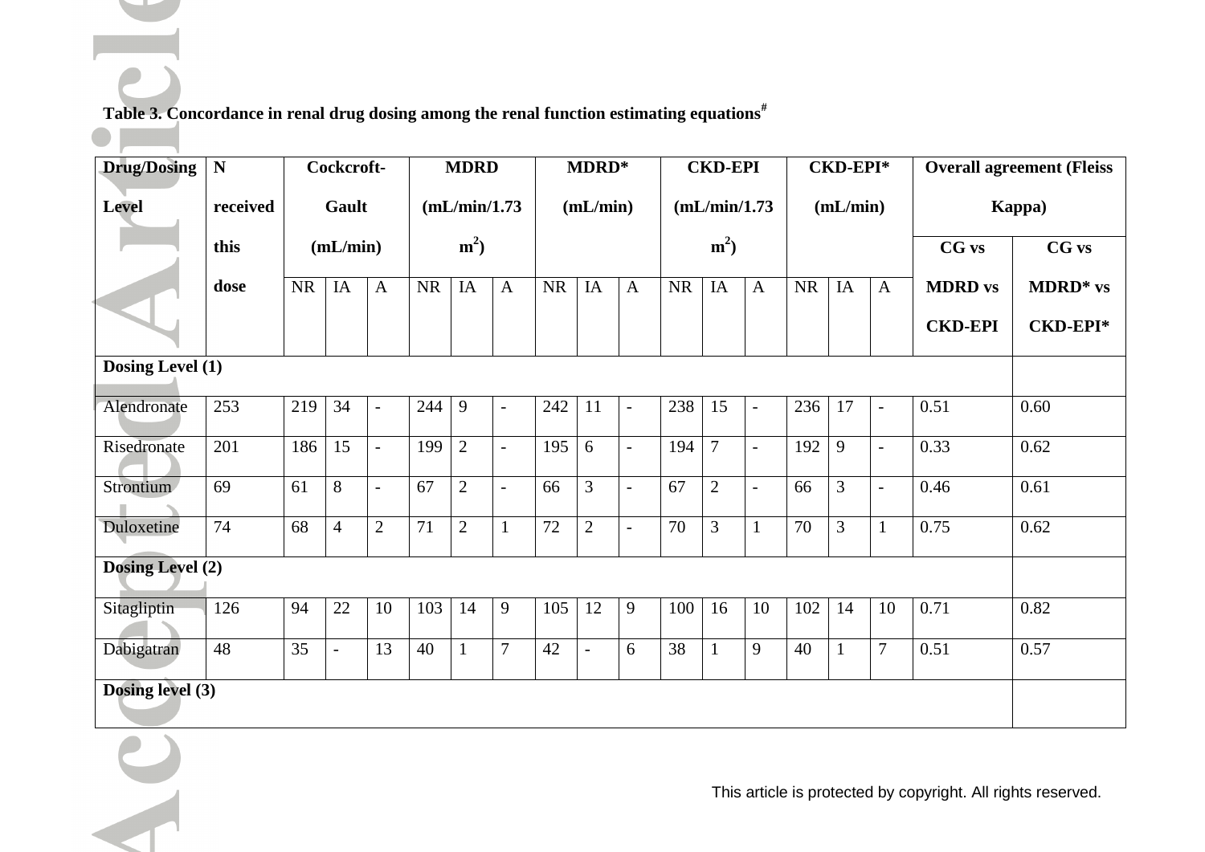**Table 3. Concordance in renal drug dosing among the renal function estimating equations#**

| Drug/Dosing Level | N received this dose | Cockcroft-Gault (mL/min) | | | MDRD (mL/min/1.73 m$^2$) | | | MDRD* (mL/min) | | | CKD-EPI (mL/min/1.73 m$^2$) | | | CKD-EPI* (mL/min) | | | Overall agreement (Fleiss Kappa) | |
|---|---|---|---|---|---|---|---|---|---|---|---|---|---|---|---|---|---|---|
| | | NR | IA | A | NR | IA | A | NR | IA | A | NR | IA | A | NR | IA | A | CG vs MDRD vs CKD-EPI | CG vs MDRD* vs CKD-EPI* |
| **Dosing Level (1)** | | | | | | | | | | | | | | | | | | |
| Alendronate | 253 | 219 | 34 | - | 244 | 9 | - | 242 | 11 | - | 238 | 15 | - | 236 | 17 | - | 0.51 | 0.60 |
| Risedronate | 201 | 186 | 15 | - | 199 | 2 | - | 195 | 6 | - | 194 | 7 | - | 192 | 9 | - | 0.33 | 0.62 |
| Strontium | 69 | 61 | 8 | - | 67 | 2 | - | 66 | 3 | - | 67 | 2 | - | 66 | 3 | - | 0.46 | 0.61 |
| Duloxetine | 74 | 68 | 4 | 2 | 71 | 2 | 1 | 72 | 2 | - | 70 | 3 | 1 | 70 | 3 | 1 | 0.75 | 0.62 |
| **Dosing Level (2)** | | | | | | | | | | | | | | | | | | |
| Sitagliptin | 126 | 94 | 22 | 10 | 103 | 14 | 9 | 105 | 12 | 9 | 100 | 16 | 10 | 102 | 14 | 10 | 0.71 | 0.82 |
| Dabigatran | 48 | 35 | - | 13 | 40 | 1 | 7 | 42 | - | 6 | 38 | 1 | 9 | 40 | 1 | 7 | 0.51 | 0.57 |
| **Dosing level (3)** | | | | | | | | | | | | | | | | | | |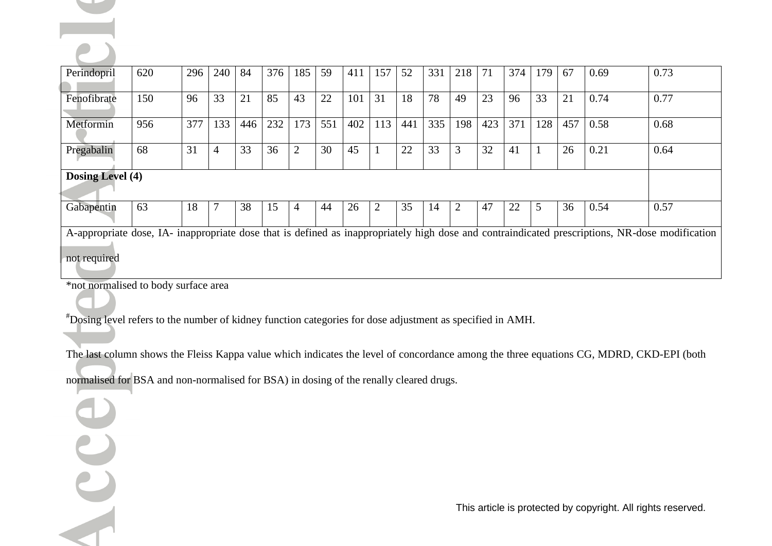| | | | | | | | | | | | | | | | | | | | |
|---|---|---|---|---|---|---|---|---|---|---|---|---|---|---|---|---|---|---|---|
| Perindopril | 620 | 296 | 240 | 84 | 376 | 185 | 59 | 411 | 157 | 52 | 331 | 218 | 71 | 374 | 179 | 67 | 0.69 | 0.73 |
| Fenofibrate | 150 | 96 | 33 | 21 | 85 | 43 | 22 | 101 | 31 | 18 | 78 | 49 | 23 | 96 | 33 | 21 | 0.74 | 0.77 |
| Metformin | 956 | 377 | 133 | 446 | 232 | 173 | 551 | 402 | 113 | 441 | 335 | 198 | 423 | 371 | 128 | 457 | 0.58 | 0.68 |
| Pregabalin | 68 | 31 | 4 | 33 | 36 | 2 | 30 | 45 | 1 | 22 | 33 | 3 | 32 | 41 | 1 | 26 | 0.21 | 0.64 |
| **Dosing Level (4)** | | | | | | | | | | | | | | | | | | |
| Gabapentin | 63 | 18 | 7 | 38 | 15 | 4 | 44 | 26 | 2 | 35 | 14 | 2 | 47 | 22 | 5 | 36 | 0.54 | 0.57 |

A-appropriate dose, IA- inappropriate dose that is defined as inappropriately high dose and contraindicated prescriptions, NR-dose modification not required

*not normalised to body surface area

#Dosing level refers to the number of kidney function categories for dose adjustment as specified in AMH.

The last column shows the Fleiss Kappa value which indicates the level of concordance among the three equations CG, MDRD, CKD-EPI (both normalised for BSA and non-normalised for BSA) in dosing of the renally cleared drugs.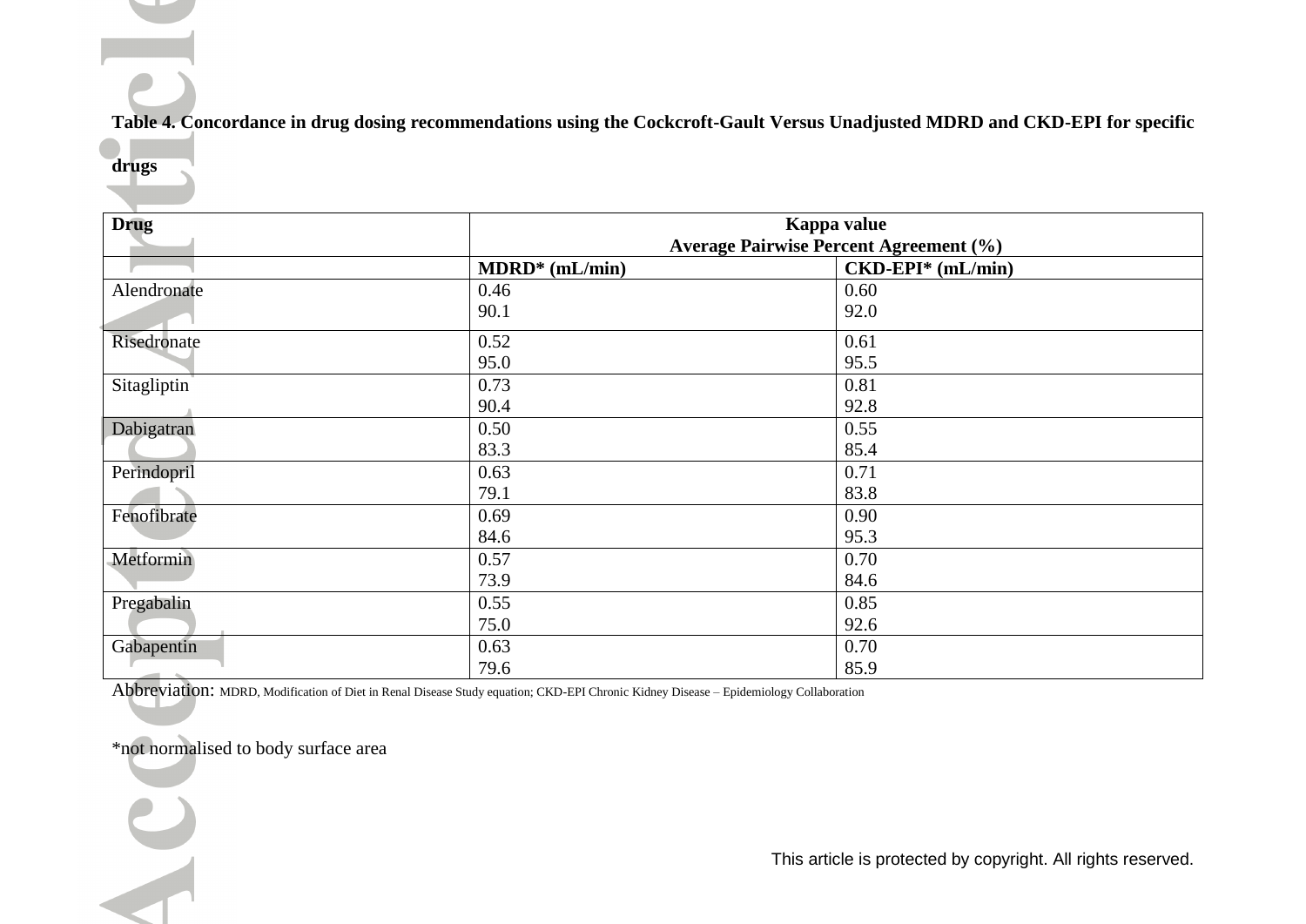**Table 4. Concordance in drug dosing recommendations using the Cockcroft-Gault Versus Unadjusted MDRD and CKD-EPI for specific drugs**

| Drug | Kappa value<br>Average Pairwise Percent Agreement (%) | |
|---|---|---|
| | **MDRD* (mL/min)** | **CKD-EPI* (mL/min)** |
| Alendronate | 0.46<br>90.1 | 0.60<br>92.0 |
| Risedronate | 0.52<br>95.0 | 0.61<br>95.5 |
| Sitagliptin | 0.73<br>90.4 | 0.81<br>92.8 |
| Dabigatran | 0.50<br>83.3 | 0.55<br>85.4 |
| Perindopril | 0.63<br>79.1 | 0.71<br>83.8 |
| Fenofibrate | 0.69<br>84.6 | 0.90<br>95.3 |
| Metformin | 0.57<br>73.9 | 0.70<br>84.6 |
| Pregabalin | 0.55<br>75.0 | 0.85<br>92.6 |
| Gabapentin | 0.63<br>79.6 | 0.70<br>85.9 |

Abbreviation: MDRD, Modification of Diet in Renal Disease Study equation; CKD-EPI Chronic Kidney Disease – Epidemiology Collaboration

*not normalised to body surface area